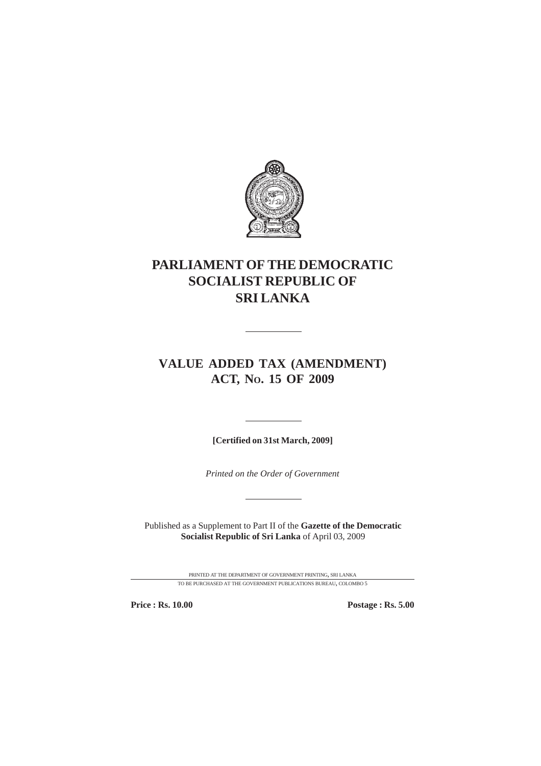# PARLIAMENT OF THE DEMOCRATIC SOCIALIST REPUBLIC OF SRI LANKA

---

## VALUE ADDED TAX (AMENDMENT) ACT, No. 15 OF 2009

---

**[Certified on 31st March, 2009]**

*Printed on the Order of Government*

---

Published as a Supplement to Part II of the **Gazette of the Democratic Socialist Republic of Sri Lanka** of April 03, 2009

PRINTED AT THE DEPARTMENT OF GOVERNMENT PRINTING, SRI LANKA

TO BE PURCHASED AT THE GOVERNMENT PUBLICATIONS BUREAU, COLOMBO 5

**Price : Rs. 10.00** **Postage : Rs. 5.00**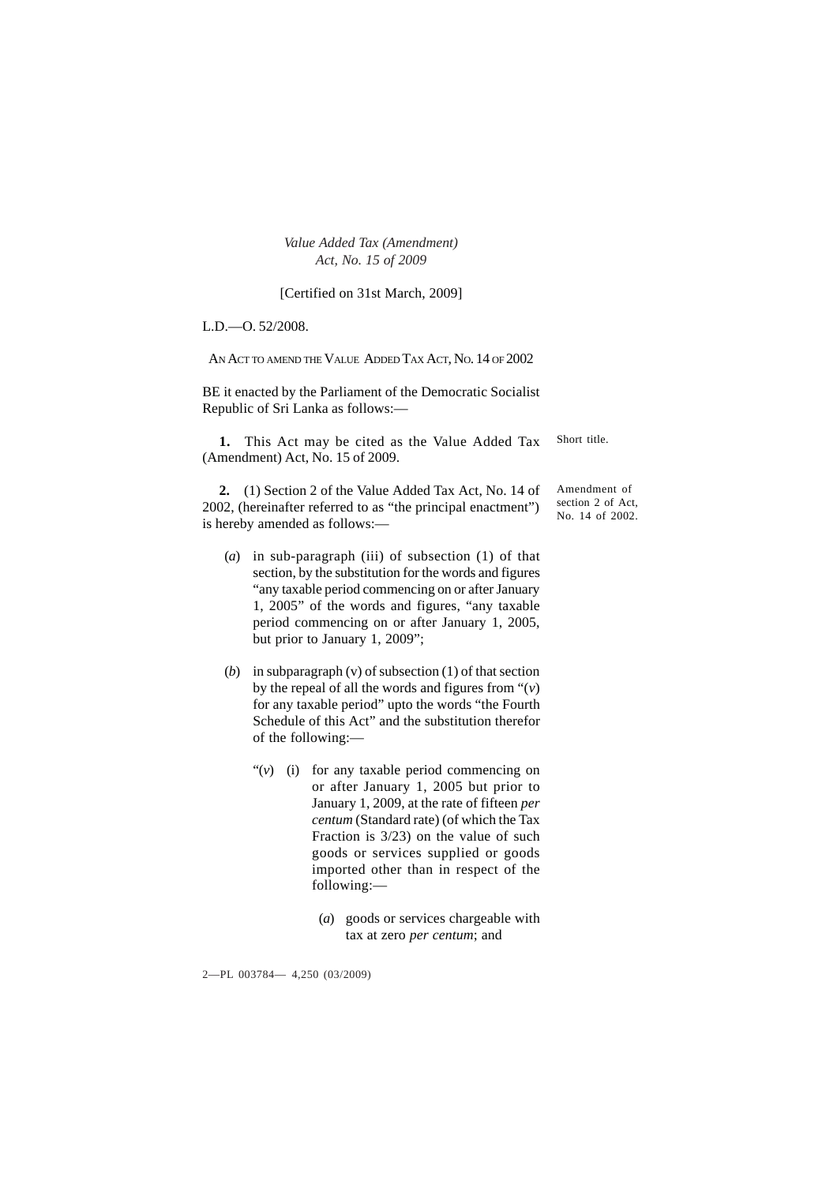*Value Added Tax (Amendment)*
*Act, No. 15 of 2009*

[Certified on 31st March, 2009]

L.D.—O. 52/2008.

AN ACT TO AMEND THE VALUE ADDED TAX ACT, NO. 14 OF 2002

BE it enacted by the Parliament of the Democratic Socialist Republic of Sri Lanka as follows:—

Short title.

**1.** This Act may be cited as the Value Added Tax (Amendment) Act, No. 15 of 2009.

Amendment of section 2 of Act, No. 14 of 2002.

**2.** (1) Section 2 of the Value Added Tax Act, No. 14 of 2002, (hereinafter referred to as "the principal enactment") is hereby amended as follows:—

(*a*) in sub-paragraph (iii) of subsection (1) of that section, by the substitution for the words and figures "any taxable period commencing on or after January 1, 2005" of the words and figures, "any taxable period commencing on or after January 1, 2005, but prior to January 1, 2009";

(*b*) in subparagraph (v) of subsection (1) of that section by the repeal of all the words and figures from "(*v*) for any taxable period" upto the words "the Fourth Schedule of this Act" and the substitution therefor of the following:—

"(*v*) (i) for any taxable period commencing on or after January 1, 2005 but prior to January 1, 2009, at the rate of fifteen *per centum* (Standard rate) (of which the Tax Fraction is 3/23) on the value of such goods or services supplied or goods imported other than in respect of the following:—

(*a*) goods or services chargeable with tax at zero *per centum*; and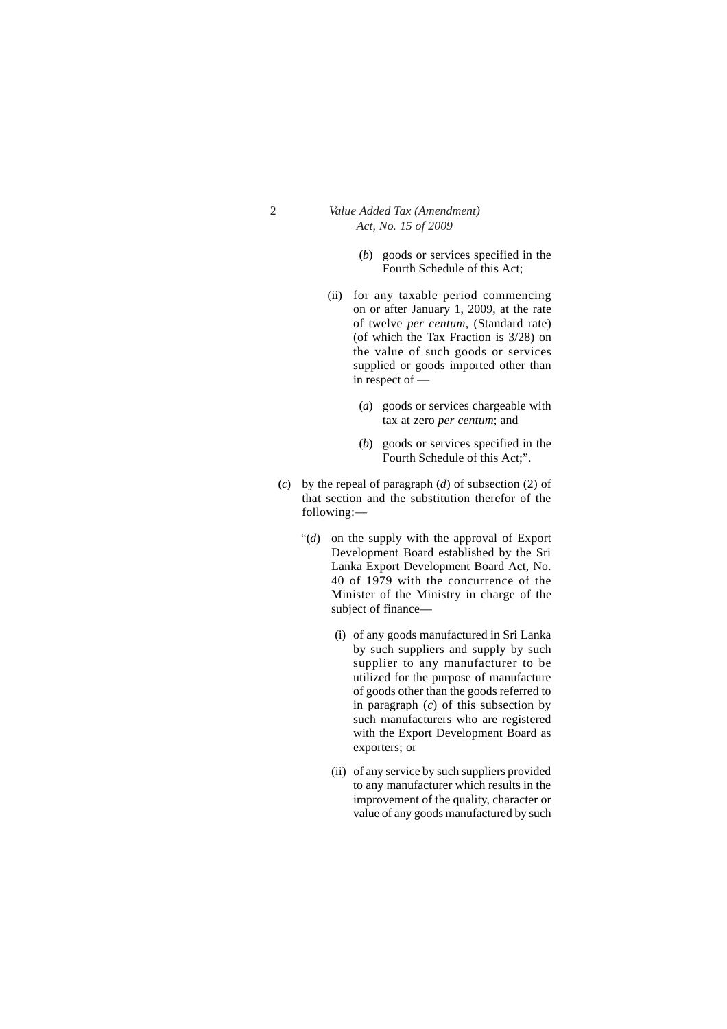(*b*) goods or services specified in the Fourth Schedule of this Act;

(ii) for any taxable period commencing on or after January 1, 2009, at the rate of twelve *per centum*, (Standard rate) (of which the Tax Fraction is 3/28) on the value of such goods or services supplied or goods imported other than in respect of —

(*a*) goods or services chargeable with tax at zero *per centum*; and

(*b*) goods or services specified in the Fourth Schedule of this Act;".

(*c*) by the repeal of paragraph (*d*) of subsection (2) of that section and the substitution therefor of the following:—

"(*d*) on the supply with the approval of Export Development Board established by the Sri Lanka Export Development Board Act, No. 40 of 1979 with the concurrence of the Minister of the Ministry in charge of the subject of finance—

(i) of any goods manufactured in Sri Lanka by such suppliers and supply by such supplier to any manufacturer to be utilized for the purpose of manufacture of goods other than the goods referred to in paragraph (*c*) of this subsection by such manufacturers who are registered with the Export Development Board as exporters; or

(ii) of any service by such suppliers provided to any manufacturer which results in the improvement of the quality, character or value of any goods manufactured by such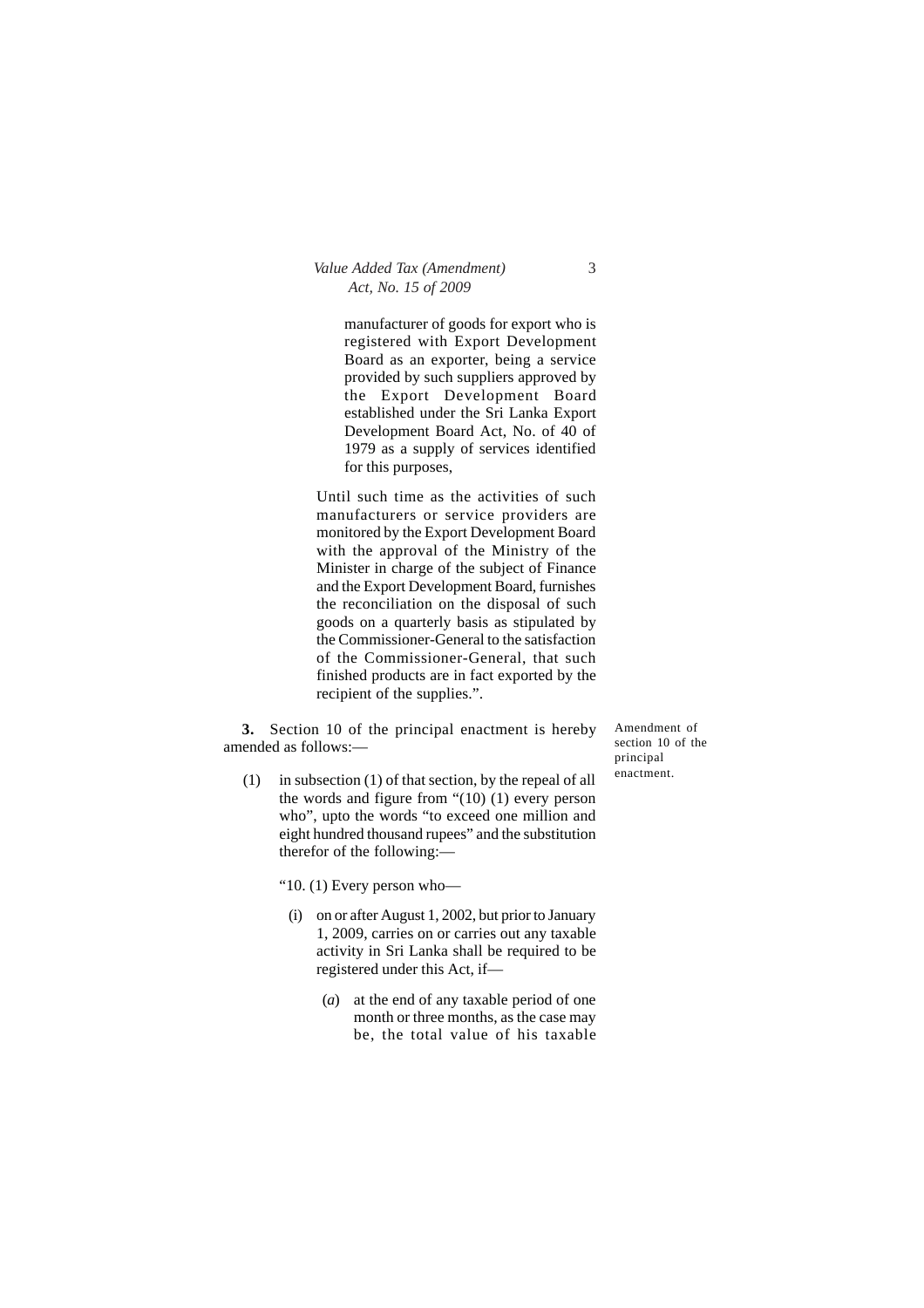manufacturer of goods for export who is registered with Export Development Board as an exporter, being a service provided by such suppliers approved by the Export Development Board established under the Sri Lanka Export Development Board Act, No. of 40 of 1979 as a supply of services identified for this purposes,

Until such time as the activities of such manufacturers or service providers are monitored by the Export Development Board with the approval of the Ministry of the Minister in charge of the subject of Finance and the Export Development Board, furnishes the reconciliation on the disposal of such goods on a quarterly basis as stipulated by the Commissioner-General to the satisfaction of the Commissioner-General, that such finished products are in fact exported by the recipient of the supplies.".

*Amendment of section 10 of the principal enactment.*

**3.** Section 10 of the principal enactment is hereby amended as follows:—

(1) in subsection (1) of that section, by the repeal of all the words and figure from "(10) (1) every person who", upto the words "to exceed one million and eight hundred thousand rupees" and the substitution therefor of the following:—

"10. (1) Every person who—

(i) on or after August 1, 2002, but prior to January 1, 2009, carries on or carries out any taxable activity in Sri Lanka shall be required to be registered under this Act, if—

(*a*) at the end of any taxable period of one month or three months, as the case may be, the total value of his taxable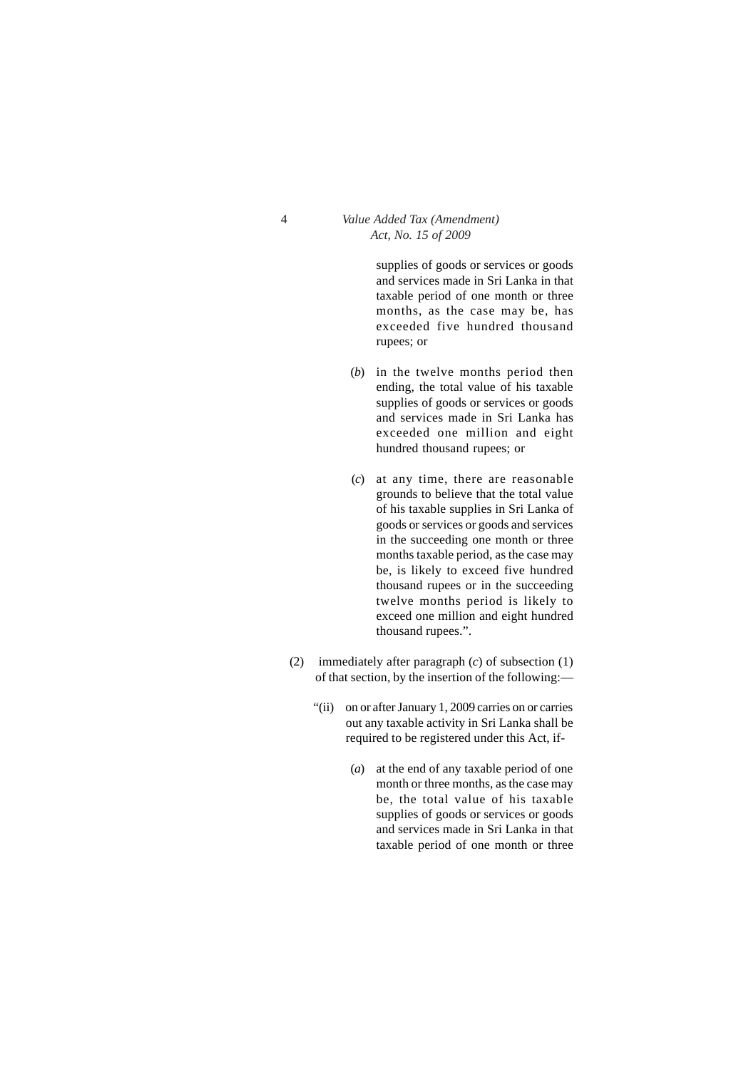supplies of goods or services or goods and services made in Sri Lanka in that taxable period of one month or three months, as the case may be, has exceeded five hundred thousand rupees; or

(*b*) in the twelve months period then ending, the total value of his taxable supplies of goods or services or goods and services made in Sri Lanka has exceeded one million and eight hundred thousand rupees; or

(*c*) at any time, there are reasonable grounds to believe that the total value of his taxable supplies in Sri Lanka of goods or services or goods and services in the succeeding one month or three months taxable period, as the case may be, is likely to exceed five hundred thousand rupees or in the succeeding twelve months period is likely to exceed one million and eight hundred thousand rupees.".

(2) immediately after paragraph (*c*) of subsection (1) of that section, by the insertion of the following:—

"(ii) on or after January 1, 2009 carries on or carries out any taxable activity in Sri Lanka shall be required to be registered under this Act, if-

(*a*) at the end of any taxable period of one month or three months, as the case may be, the total value of his taxable supplies of goods or services or goods and services made in Sri Lanka in that taxable period of one month or three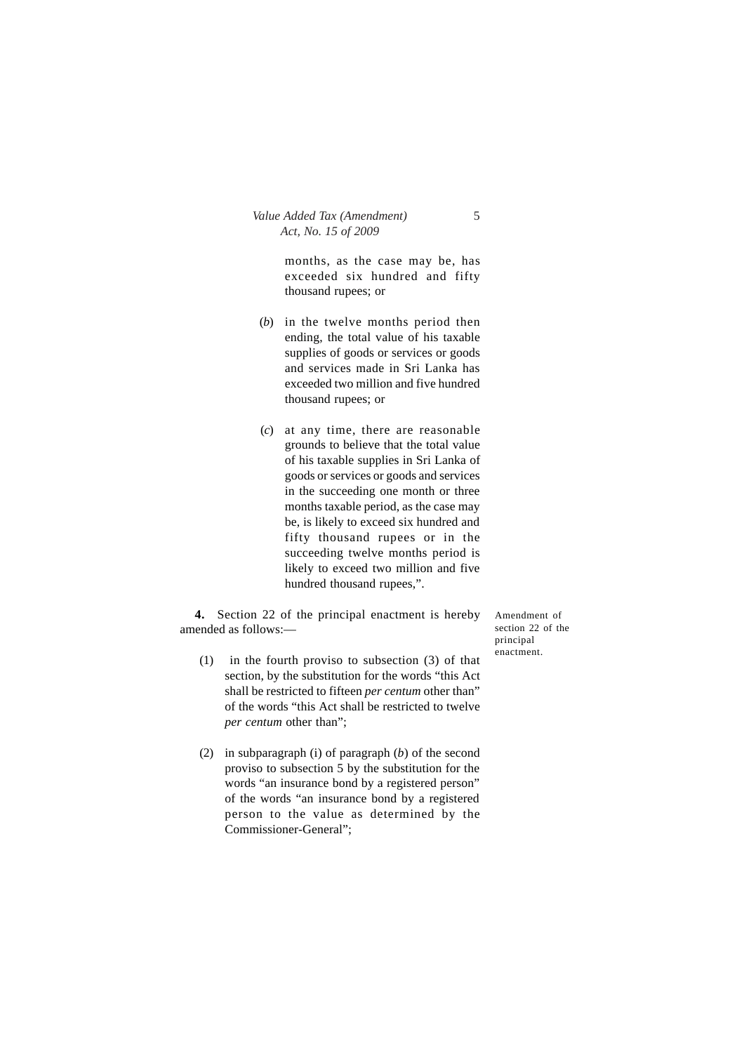months, as the case may be, has exceeded six hundred and fifty thousand rupees; or

(*b*) in the twelve months period then ending, the total value of his taxable supplies of goods or services or goods and services made in Sri Lanka has exceeded two million and five hundred thousand rupees; or

(*c*) at any time, there are reasonable grounds to believe that the total value of his taxable supplies in Sri Lanka of goods or services or goods and services in the succeeding one month or three months taxable period, as the case may be, is likely to exceed six hundred and fifty thousand rupees or in the succeeding twelve months period is likely to exceed two million and five hundred thousand rupees,".

Amendment of section 22 of the principal enactment.

**4.** Section 22 of the principal enactment is hereby amended as follows:—

(1) in the fourth proviso to subsection (3) of that section, by the substitution for the words "this Act shall be restricted to fifteen *per centum* other than" of the words "this Act shall be restricted to twelve *per centum* other than";

(2) in subparagraph (i) of paragraph (*b*) of the second proviso to subsection 5 by the substitution for the words "an insurance bond by a registered person" of the words "an insurance bond by a registered person to the value as determined by the Commissioner-General";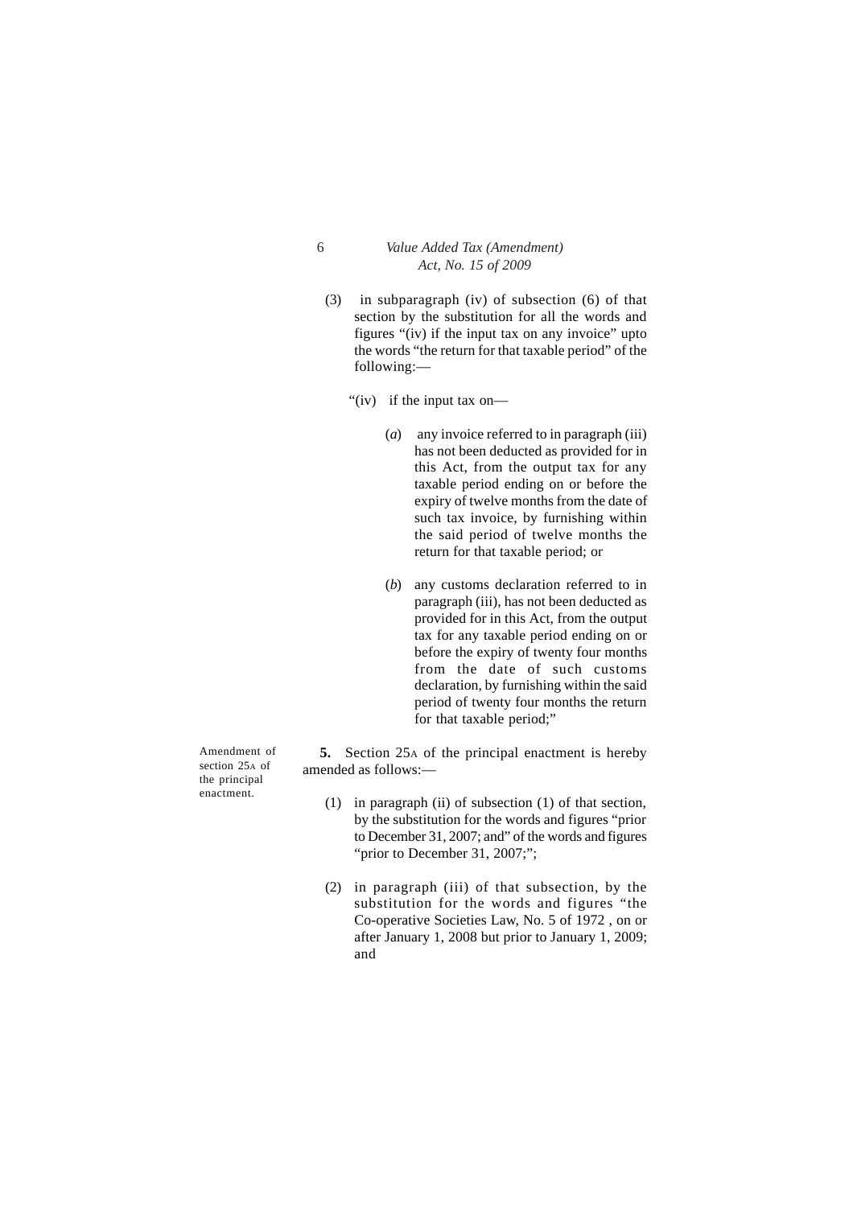(3) in subparagraph (iv) of subsection (6) of that section by the substitution for all the words and figures "(iv) if the input tax on any invoice" upto the words "the return for that taxable period" of the following:—

"(iv) if the input tax on—

(*a*) any invoice referred to in paragraph (iii) has not been deducted as provided for in this Act, from the output tax for any taxable period ending on or before the expiry of twelve months from the date of such tax invoice, by furnishing within the said period of twelve months the return for that taxable period; or

(*b*) any customs declaration referred to in paragraph (iii), has not been deducted as provided for in this Act, from the output tax for any taxable period ending on or before the expiry of twenty four months from the date of such customs declaration, by furnishing within the said period of twenty four months the return for that taxable period;"

Amendment of section 25A of the principal enactment.

**5.** Section 25A of the principal enactment is hereby amended as follows:—

(1) in paragraph (ii) of subsection (1) of that section, by the substitution for the words and figures "prior to December 31, 2007; and" of the words and figures "prior to December 31, 2007;";

(2) in paragraph (iii) of that subsection, by the substitution for the words and figures "the Co-operative Societies Law, No. 5 of 1972 , on or after January 1, 2008 but prior to January 1, 2009; and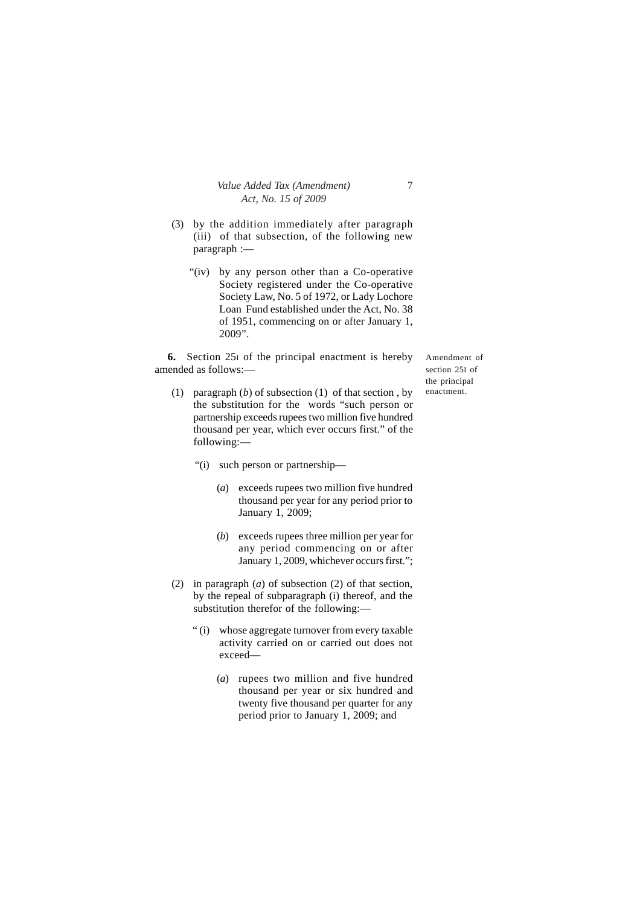(3) by the addition immediately after paragraph (iii) of that subsection, of the following new paragraph :—

"(iv) by any person other than a Co-operative Society registered under the Co-operative Society Law, No. 5 of 1972, or Lady Lochore Loan Fund established under the Act, No. 38 of 1951, commencing on or after January 1, 2009".

Amendment of section 25I of the principal enactment.

**6.** Section 25I of the principal enactment is hereby amended as follows:—

(1) paragraph (*b*) of subsection (1) of that section , by the substitution for the words "such person or partnership exceeds rupees two million five hundred thousand per year, which ever occurs first." of the following:—

"(i) such person or partnership—

(*a*) exceeds rupees two million five hundred thousand per year for any period prior to January 1, 2009;

(*b*) exceeds rupees three million per year for any period commencing on or after January 1, 2009, whichever occurs first.";

(2) in paragraph (*a*) of subsection (2) of that section, by the repeal of subparagraph (i) thereof, and the substitution therefor of the following:—

" (i) whose aggregate turnover from every taxable activity carried on or carried out does not exceed—

(*a*) rupees two million and five hundred thousand per year or six hundred and twenty five thousand per quarter for any period prior to January 1, 2009; and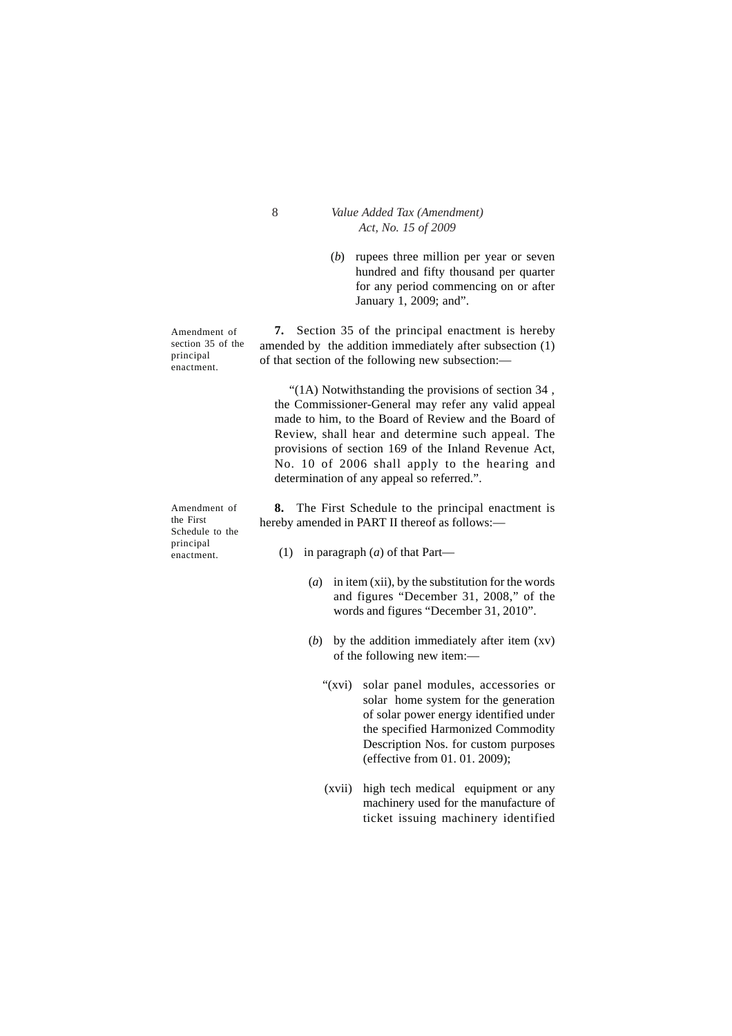(*b*) rupees three million per year or seven hundred and fifty thousand per quarter for any period commencing on or after January 1, 2009; and".

Amendment of section 35 of the principal enactment.

**7.** Section 35 of the principal enactment is hereby amended by the addition immediately after subsection (1) of that section of the following new subsection:—

"(1A) Notwithstanding the provisions of section 34 , the Commissioner-General may refer any valid appeal made to him, to the Board of Review and the Board of Review, shall hear and determine such appeal. The provisions of section 169 of the Inland Revenue Act, No. 10 of 2006 shall apply to the hearing and determination of any appeal so referred.".

Amendment of the First Schedule to the principal enactment.

**8.** The First Schedule to the principal enactment is hereby amended in PART II thereof as follows:—

(1) in paragraph (*a*) of that Part—

(*a*) in item (xii), by the substitution for the words and figures "December 31, 2008," of the words and figures "December 31, 2010".

(*b*) by the addition immediately after item (xv) of the following new item:—

"(xvi) solar panel modules, accessories or solar home system for the generation of solar power energy identified under the specified Harmonized Commodity Description Nos. for custom purposes (effective from 01. 01. 2009);

(xvii) high tech medical equipment or any machinery used for the manufacture of ticket issuing machinery identified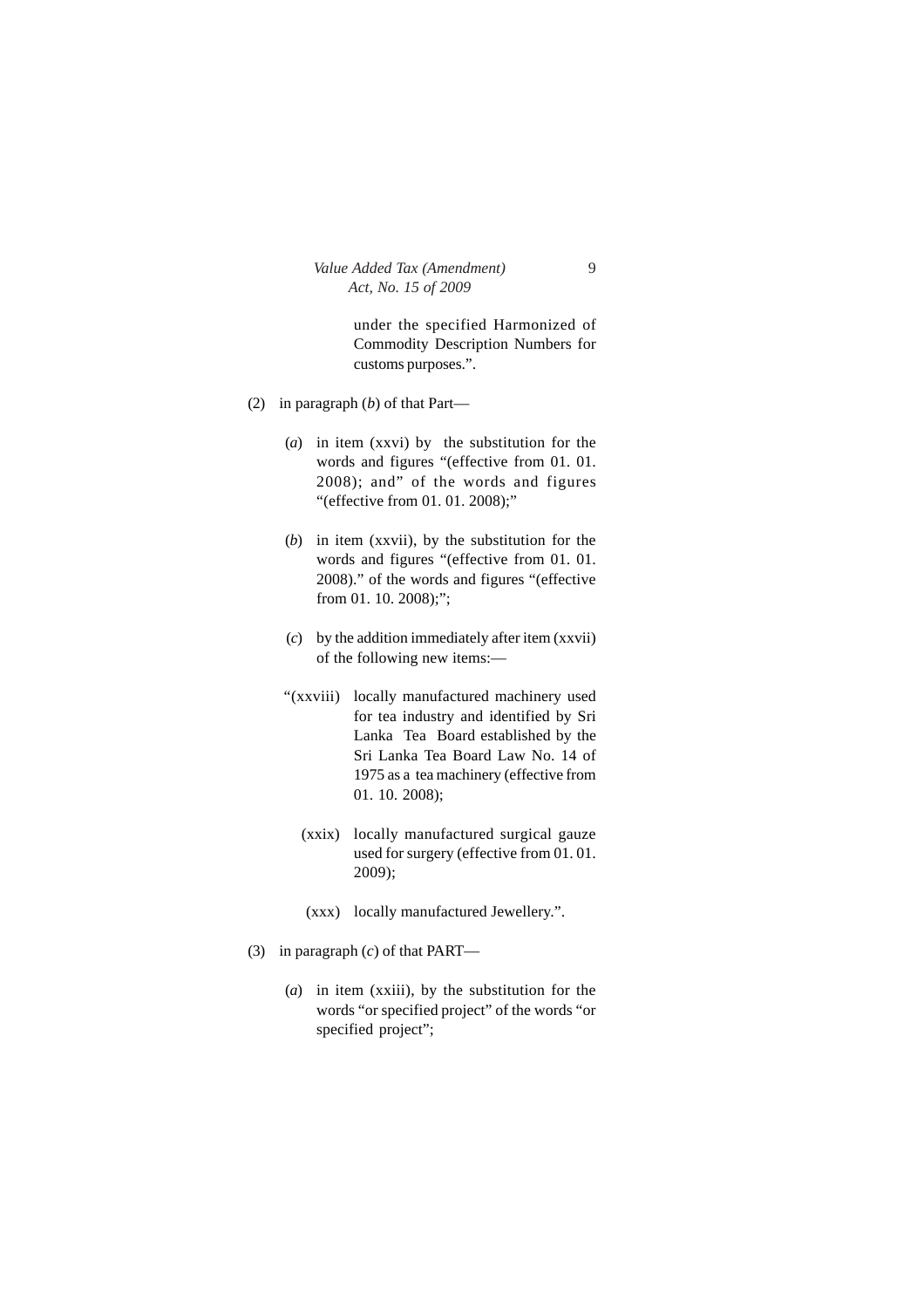under the specified Harmonized of Commodity Description Numbers for customs purposes.".

(2) in paragraph (*b*) of that Part—

(*a*) in item (xxvi) by the substitution for the words and figures "(effective from 01. 01. 2008); and" of the words and figures "(effective from 01. 01. 2008);"

(*b*) in item (xxvii), by the substitution for the words and figures "(effective from 01. 01. 2008)." of the words and figures "(effective from 01. 10. 2008);";

(*c*) by the addition immediately after item (xxvii) of the following new items:—

"(xxviii) locally manufactured machinery used for tea industry and identified by Sri Lanka Tea Board established by the Sri Lanka Tea Board Law No. 14 of 1975 as a tea machinery (effective from 01. 10. 2008);

(xxix) locally manufactured surgical gauze used for surgery (effective from 01. 01. 2009);

(xxx) locally manufactured Jewellery.".

(3) in paragraph (*c*) of that PART—

(*a*) in item (xxiii), by the substitution for the words "or specified project" of the words "or specified project";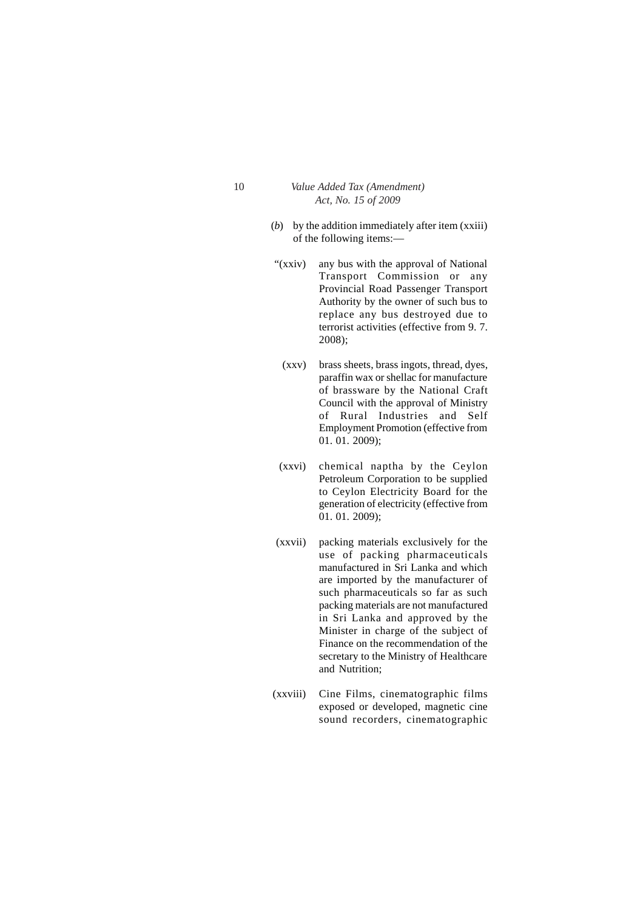(*b*) by the addition immediately after item (xxiii) of the following items:—

"(xxiv) any bus with the approval of National Transport Commission or any Provincial Road Passenger Transport Authority by the owner of such bus to replace any bus destroyed due to terrorist activities (effective from 9. 7. 2008);

(xxv) brass sheets, brass ingots, thread, dyes, paraffin wax or shellac for manufacture of brassware by the National Craft Council with the approval of Ministry of Rural Industries and Self Employment Promotion (effective from 01. 01. 2009);

(xxvi) chemical naptha by the Ceylon Petroleum Corporation to be supplied to Ceylon Electricity Board for the generation of electricity (effective from 01. 01. 2009);

(xxvii) packing materials exclusively for the use of packing pharmaceuticals manufactured in Sri Lanka and which are imported by the manufacturer of such pharmaceuticals so far as such packing materials are not manufactured in Sri Lanka and approved by the Minister in charge of the subject of Finance on the recommendation of the secretary to the Ministry of Healthcare and Nutrition;

(xxviii) Cine Films, cinematographic films exposed or developed, magnetic cine sound recorders, cinematographic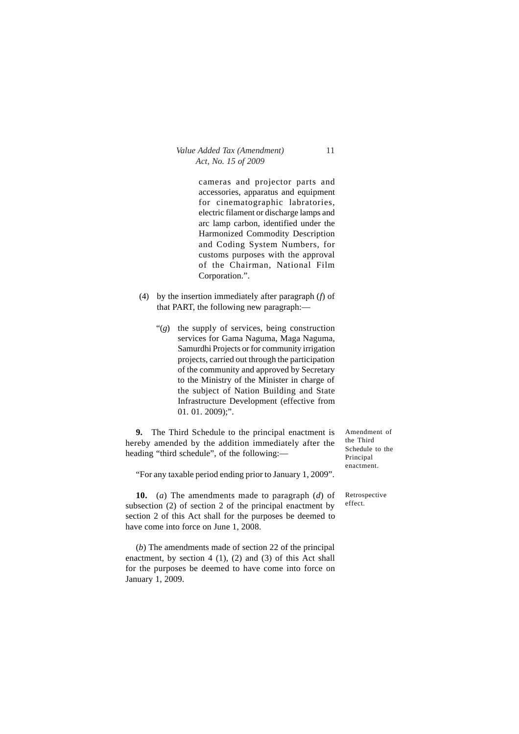cameras and projector parts and accessories, apparatus and equipment for cinematographic labratories, electric filament or discharge lamps and arc lamp carbon, identified under the Harmonized Commodity Description and Coding System Numbers, for customs purposes with the approval of the Chairman, National Film Corporation.".

(4) by the insertion immediately after paragraph (*f*) of that PART, the following new paragraph:—

"(*g*) the supply of services, being construction services for Gama Naguma, Maga Naguma, Samurdhi Projects or for community irrigation projects, carried out through the participation of the community and approved by Secretary to the Ministry of the Minister in charge of the subject of Nation Building and State Infrastructure Development (effective from 01. 01. 2009);".

Amendment of the Third Schedule to the Principal enactment.

**9.** The Third Schedule to the principal enactment is hereby amended by the addition immediately after the heading "third schedule", of the following:—

"For any taxable period ending prior to January 1, 2009".

Retrospective effect.

**10.** (*a*) The amendments made to paragraph (*d*) of subsection (2) of section 2 of the principal enactment by section 2 of this Act shall for the purposes be deemed to have come into force on June 1, 2008.

(*b*) The amendments made of section 22 of the principal enactment, by section 4 (1), (2) and (3) of this Act shall for the purposes be deemed to have come into force on January 1, 2009.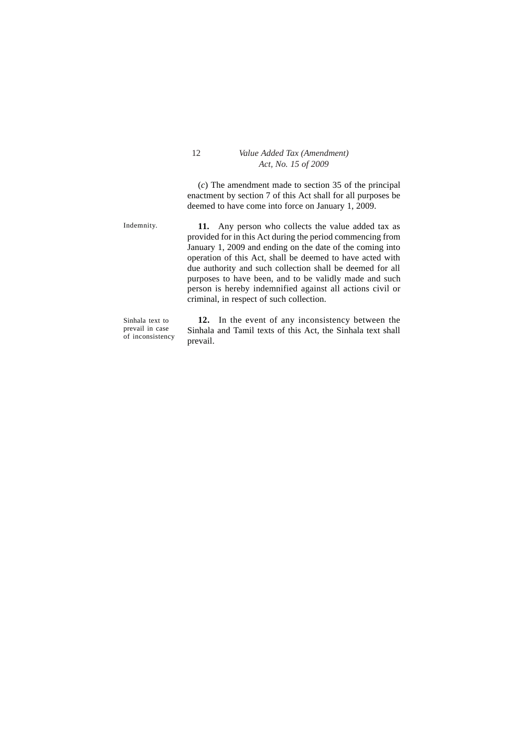(*c*) The amendment made to section 35 of the principal enactment by section 7 of this Act shall for all purposes be deemed to have come into force on January 1, 2009.

Indemnity.

**11.** Any person who collects the value added tax as provided for in this Act during the period commencing from January 1, 2009 and ending on the date of the coming into operation of this Act, shall be deemed to have acted with due authority and such collection shall be deemed for all purposes to have been, and to be validly made and such person is hereby indemnified against all actions civil or criminal, in respect of such collection.

Sinhala text to prevail in case of inconsistency

**12.** In the event of any inconsistency between the Sinhala and Tamil texts of this Act, the Sinhala text shall prevail.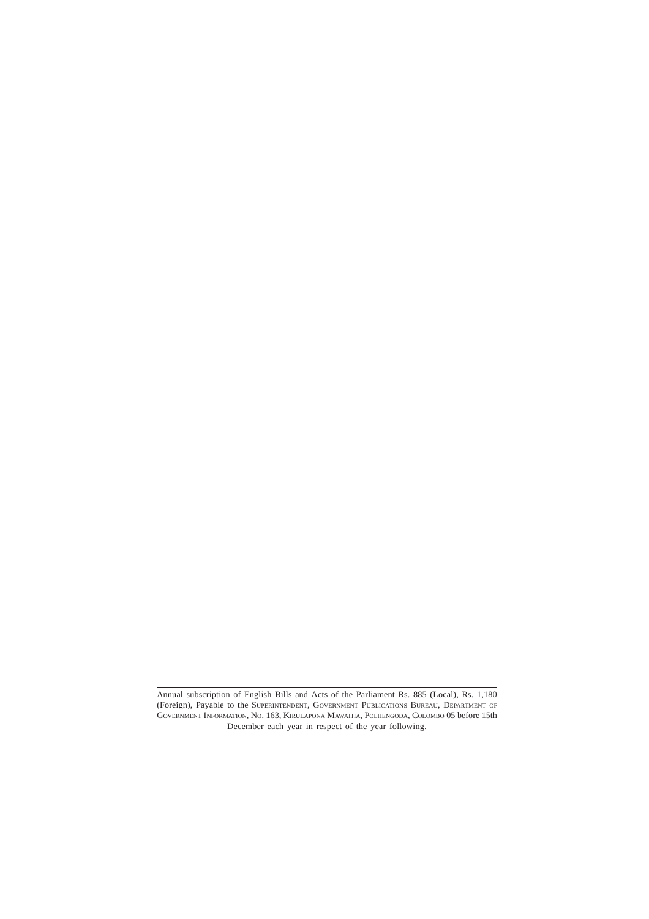Annual subscription of English Bills and Acts of the Parliament Rs. 885 (Local), Rs. 1,180 (Foreign), Payable to the SUPERINTENDENT, GOVERNMENT PUBLICATIONS BUREAU, DEPARTMENT OF GOVERNMENT INFORMATION, NO. 163, KIRULAPONA MAWATHA, POLHENGODA, COLOMBO 05 before 15th December each year in respect of the year following.